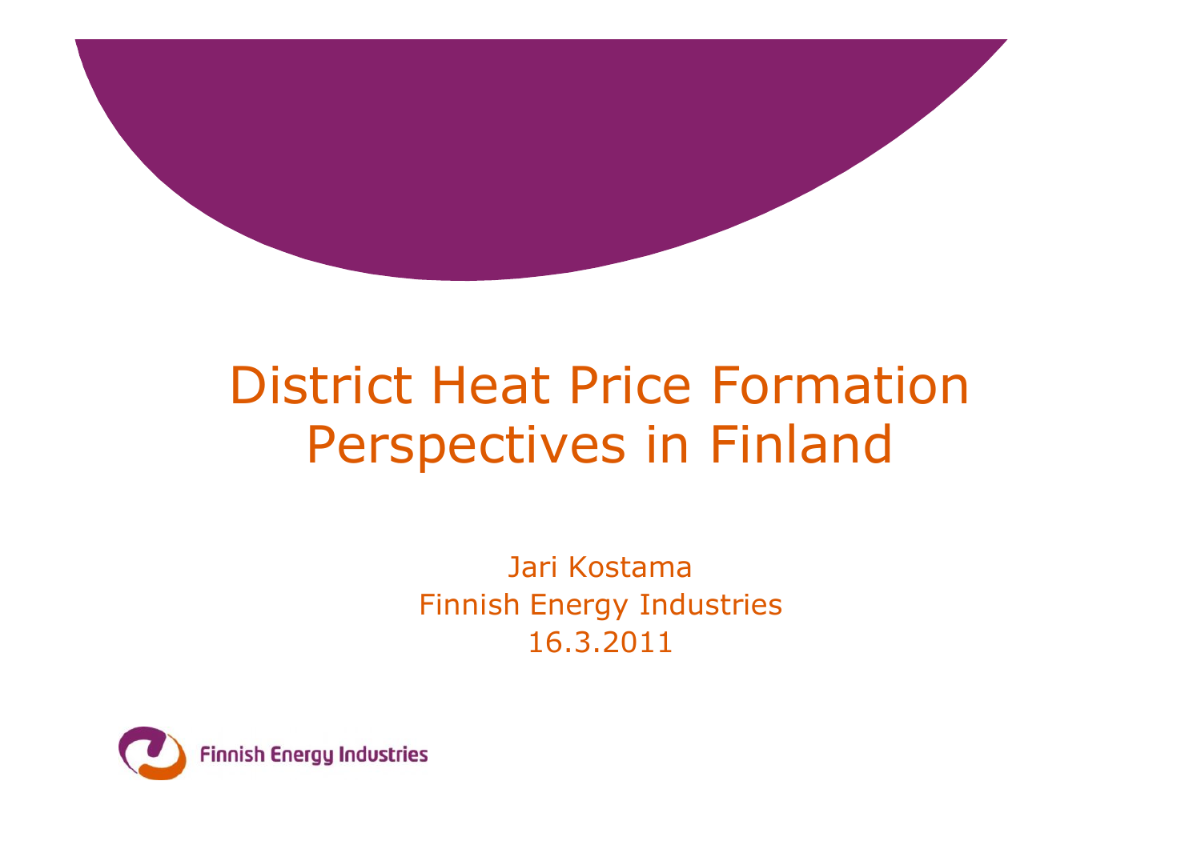# District Heat Price Formation Perspectives in Finland

Jari Kostama
Finnish Energy Industries
16.3.2011

Finnish Energy Industries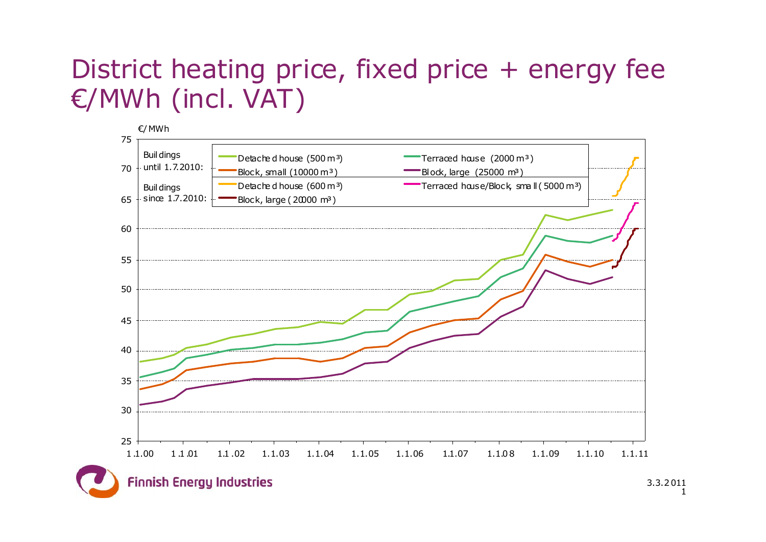# District heating price, fixed price + energy fee €/MWh (incl. VAT)

€/MWh

Buildings until 1.7.2010:
- Detached house (500 m³)
- Terraced house (2000 m³)
- Block, small (10000 m³)
- Block, large (25000 m³)

Buildings since 1.7.2010:
- Detached house (600 m³)
- Terraced house/Block, small (5000 m³)
- Block, large (20000 m³)

Y-axis: 25, 30, 35, 40, 45, 50, 55, 60, 65, 70, 75

X-axis: 1.1.00, 1.1.01, 1.1.02, 1.1.03, 1.1.04, 1.1.05, 1.1.06, 1.1.07, 1.1.08, 1.1.09, 1.1.10, 1.1.11

Finnish Energy Industries

3.3.2011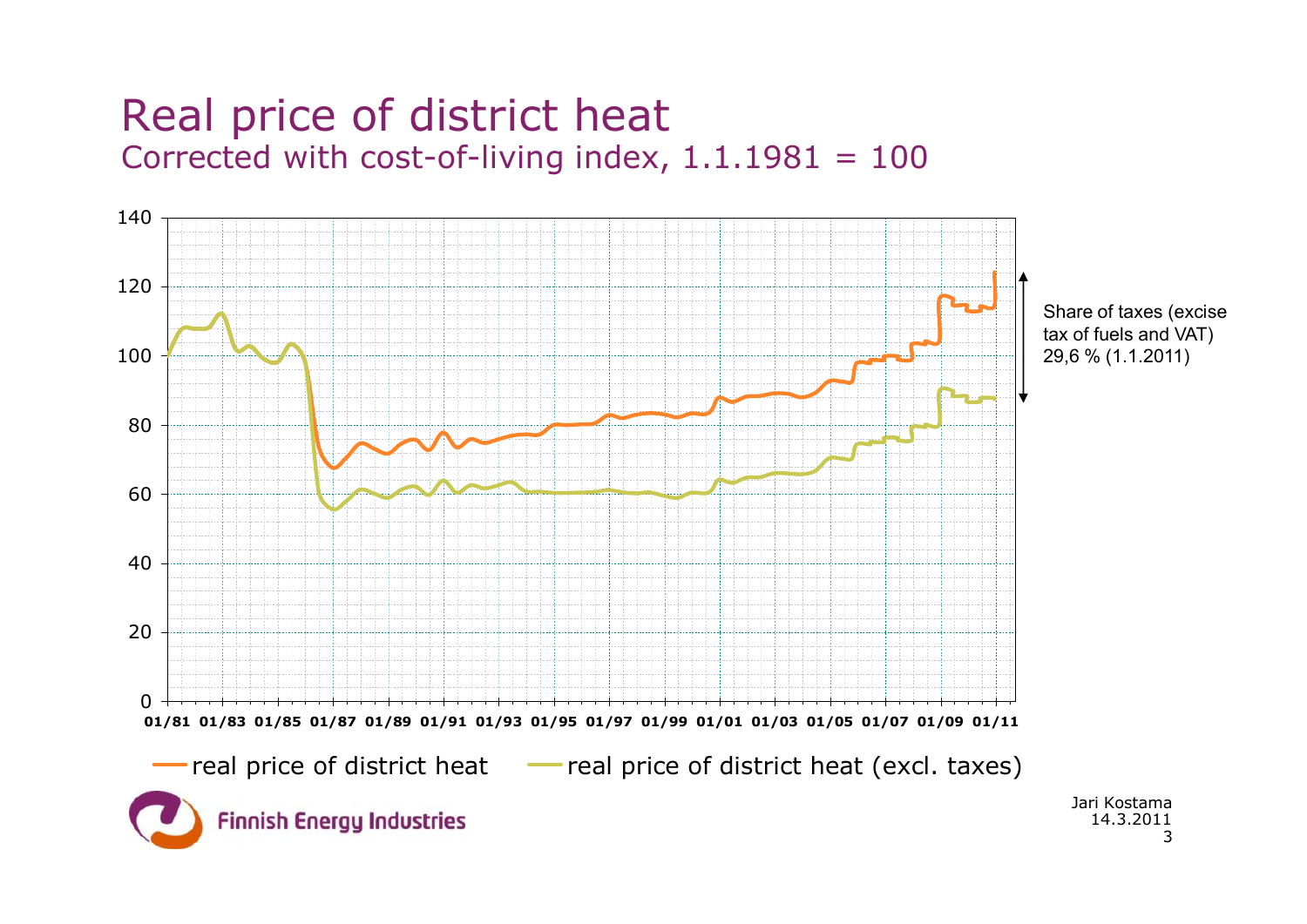# Real price of district heat

## Corrected with cost-of-living index, 1.1.1981 = 100

140
120
100
80
60
40
20
0

01/81 01/83 01/85 01/87 01/89 01/91 01/93 01/95 01/97 01/99 01/01 01/03 01/05 01/07 01/09 01/11

Share of taxes (excise tax of fuels and VAT) 29,6 % (1.1.2011)

— real price of district heat — real price of district heat (excl. taxes)

Finnish Energy Industries

Jari Kostama
14.3.2011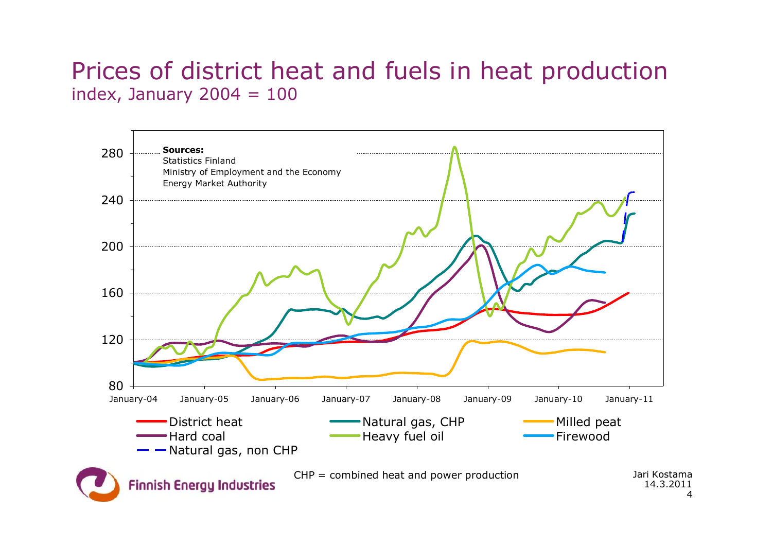# Prices of district heat and fuels in heat production

index, January 2004 = 100

**Sources:**
Statistics Finland
Ministry of Employment and the Economy
Energy Market Authority

- District heat
- Natural gas, CHP
- Milled peat
- Hard coal
- Heavy fuel oil
- Firewood
- Natural gas, non CHP

CHP = combined heat and power production

Jari Kostama
14.3.2011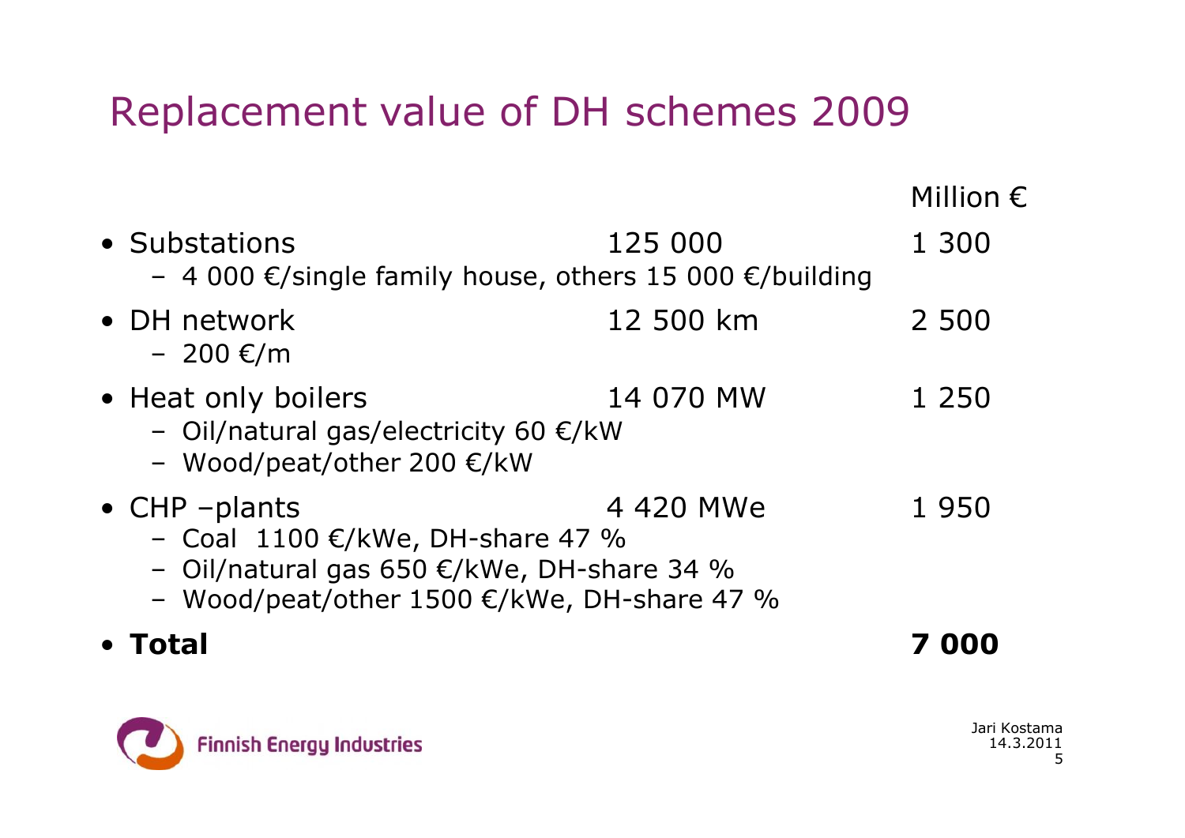# Replacement value of DH schemes 2009

| | | Million € |
|---|---|---|
| • Substations | 125 000 | 1 300 |
| – 4 000 €/single family house, others 15 000 €/building | | |
| • DH network | 12 500 km | 2 500 |
| – 200 €/m | | |
| • Heat only boilers | 14 070 MW | 1 250 |
| – Oil/natural gas/electricity 60 €/kW | | |
| – Wood/peat/other 200 €/kW | | |
| • CHP –plants | 4 420 MWe | 1 950 |
| – Coal 1100 €/kWe, DH-share 47 % | | |
| – Oil/natural gas 650 €/kWe, DH-share 34 % | | |
| – Wood/peat/other 1500 €/kWe, DH-share 47 % | | |
| • **Total** | | **7 000** |

Finnish Energy Industries

Jari Kostama
14.3.2011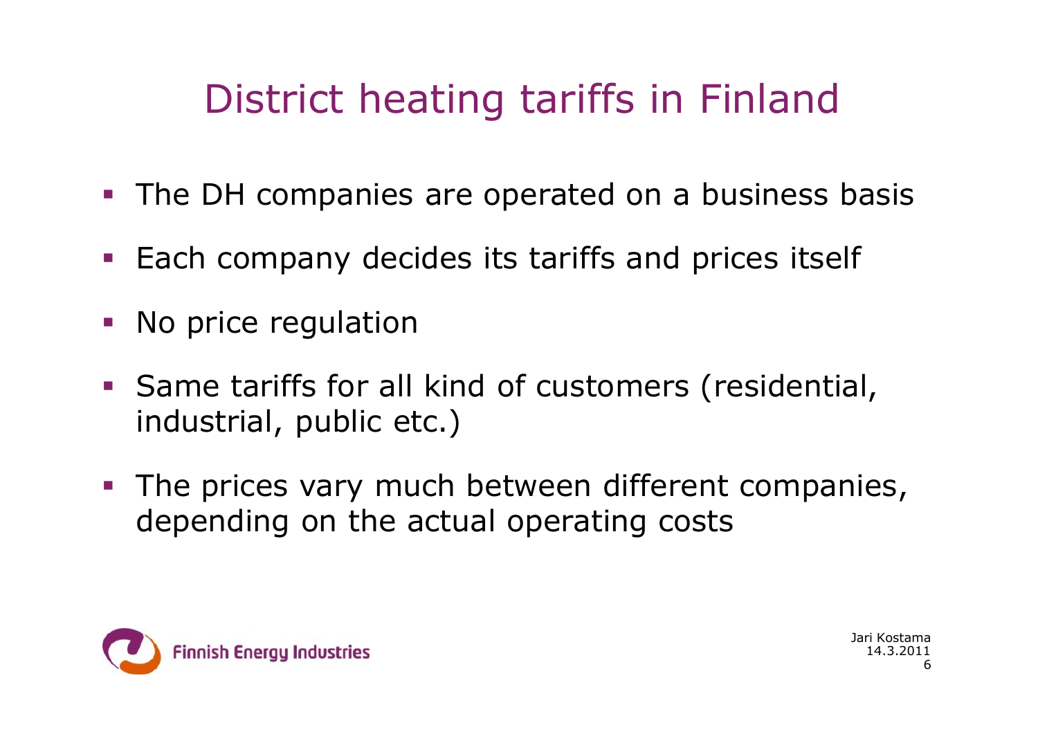# District heating tariffs in Finland

- The DH companies are operated on a business basis
- Each company decides its tariffs and prices itself
- No price regulation
- Same tariffs for all kind of customers (residential, industrial, public etc.)
- The prices vary much between different companies, depending on the actual operating costs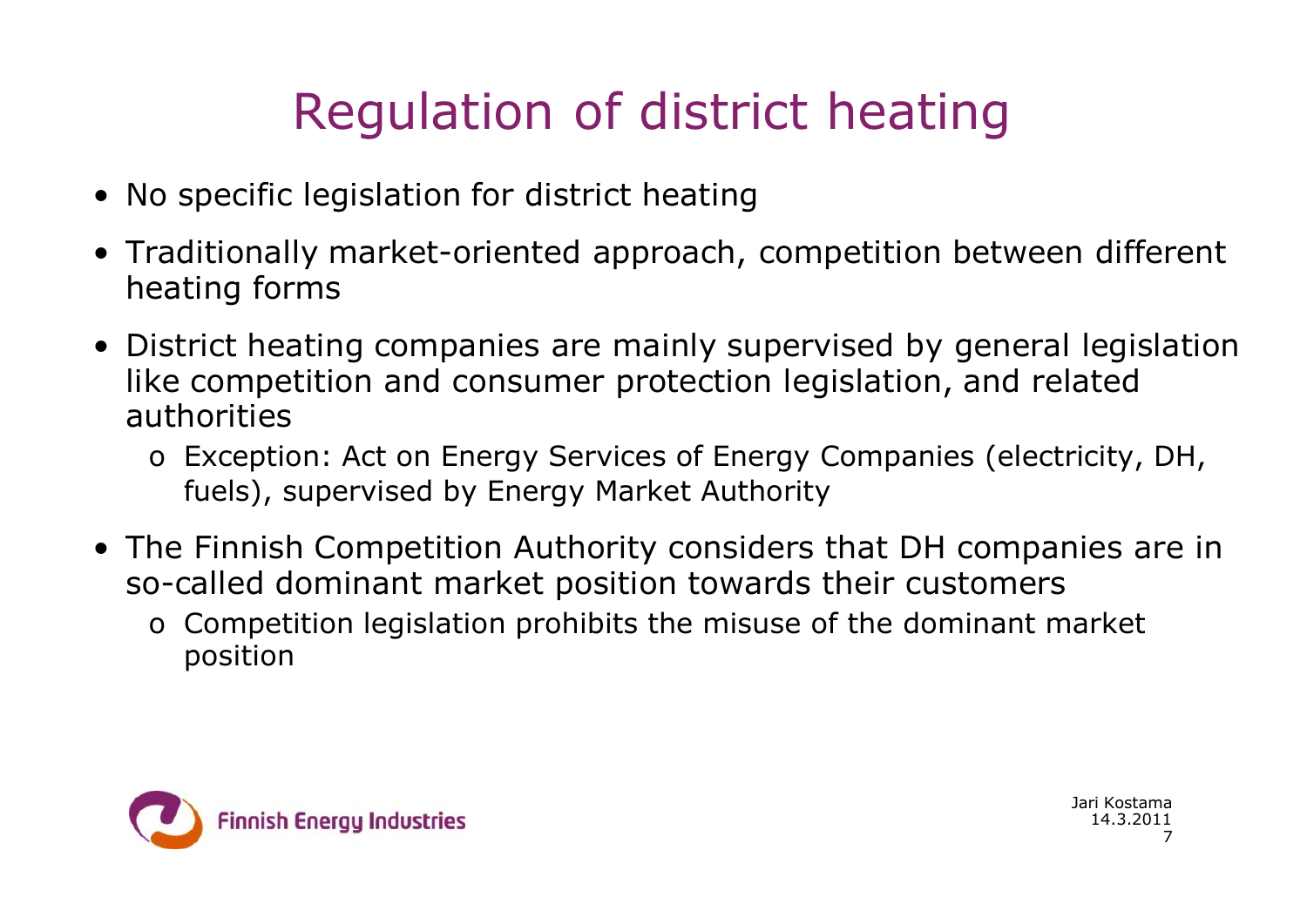# Regulation of district heating

- No specific legislation for district heating
- Traditionally market-oriented approach, competition between different heating forms
- District heating companies are mainly supervised by general legislation like competition and consumer protection legislation, and related authorities
  - Exception: Act on Energy Services of Energy Companies (electricity, DH, fuels), supervised by Energy Market Authority
- The Finnish Competition Authority considers that DH companies are in so-called dominant market position towards their customers
  - Competition legislation prohibits the misuse of the dominant market position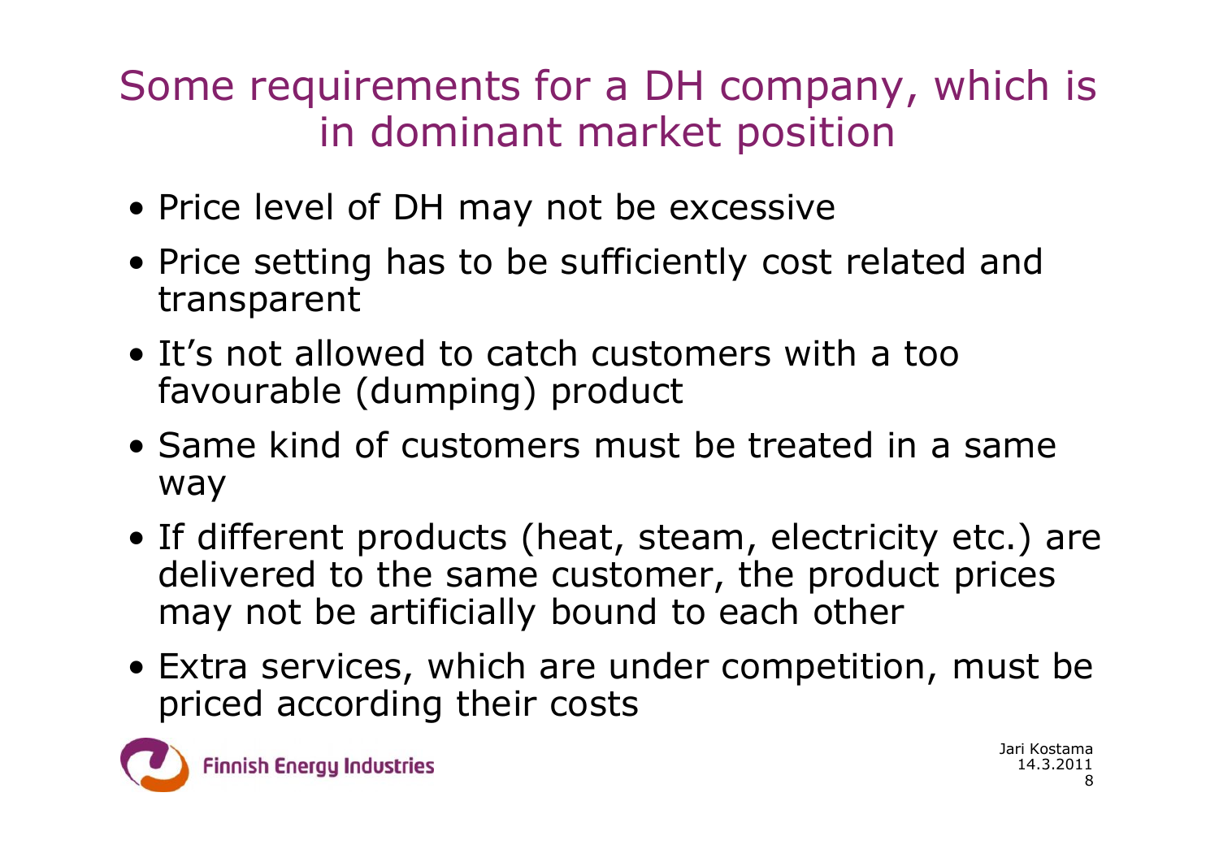# Some requirements for a DH company, which is in dominant market position

- Price level of DH may not be excessive
- Price setting has to be sufficiently cost related and transparent
- It's not allowed to catch customers with a too favourable (dumping) product
- Same kind of customers must be treated in a same way
- If different products (heat, steam, electricity etc.) are delivered to the same customer, the product prices may not be artificially bound to each other
- Extra services, which are under competition, must be priced according their costs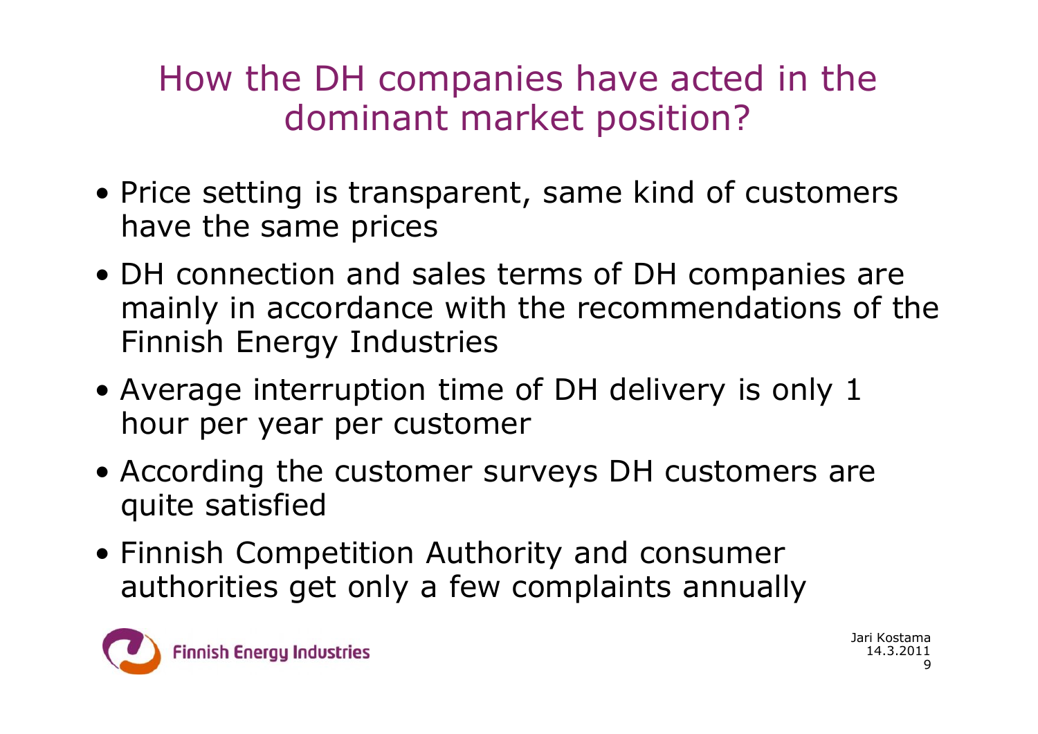# How the DH companies have acted in the dominant market position?

- Price setting is transparent, same kind of customers have the same prices
- DH connection and sales terms of DH companies are mainly in accordance with the recommendations of the Finnish Energy Industries
- Average interruption time of DH delivery is only 1 hour per year per customer
- According the customer surveys DH customers are quite satisfied
- Finnish Competition Authority and consumer authorities get only a few complaints annually

Finnish Energy Industries

Jari Kostama
14.3.2011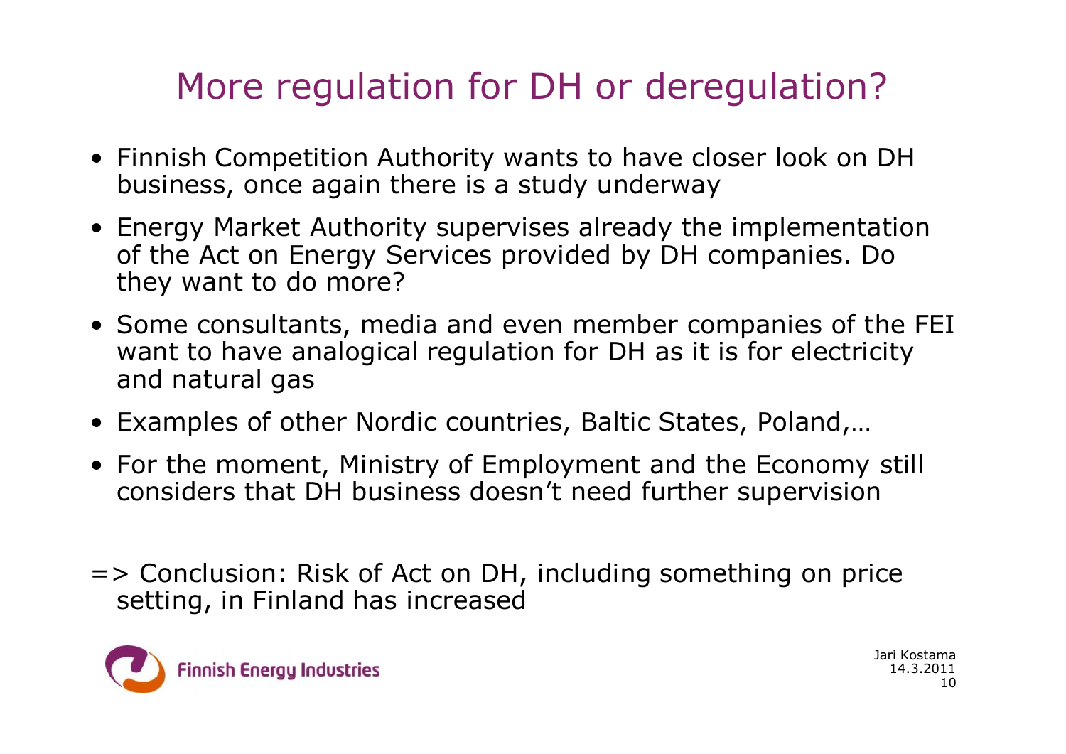# More regulation for DH or deregulation?

- Finnish Competition Authority wants to have closer look on DH business, once again there is a study underway
- Energy Market Authority supervises already the implementation of the Act on Energy Services provided by DH companies. Do they want to do more?
- Some consultants, media and even member companies of the FEI want to have analogical regulation for DH as it is for electricity and natural gas
- Examples of other Nordic countries, Baltic States, Poland,…
- For the moment, Ministry of Employment and the Economy still considers that DH business doesn't need further supervision

=> Conclusion: Risk of Act on DH, including something on price setting, in Finland has increased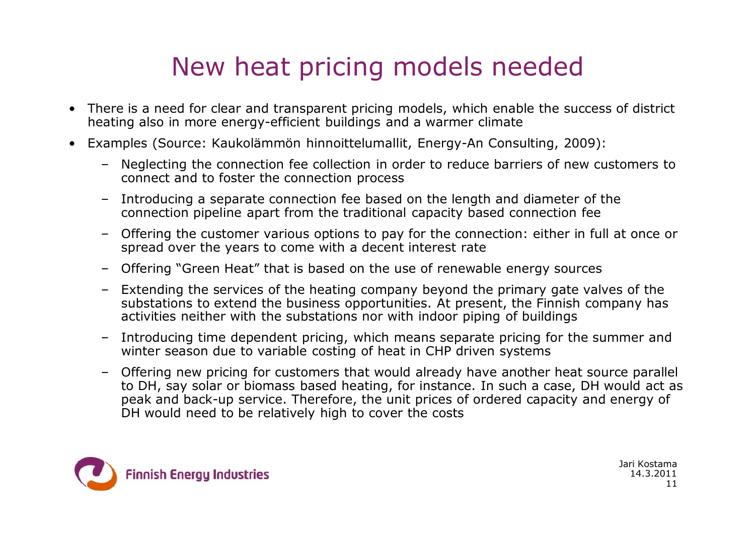# New heat pricing models needed

- There is a need for clear and transparent pricing models, which enable the success of district heating also in more energy-efficient buildings and a warmer climate
- Examples (Source: Kaukolämmön hinnoittelumallit, Energy-An Consulting, 2009):
  - Neglecting the connection fee collection in order to reduce barriers of new customers to connect and to foster the connection process
  - Introducing a separate connection fee based on the length and diameter of the connection pipeline apart from the traditional capacity based connection fee
  - Offering the customer various options to pay for the connection: either in full at once or spread over the years to come with a decent interest rate
  - Offering "Green Heat" that is based on the use of renewable energy sources
  - Extending the services of the heating company beyond the primary gate valves of the substations to extend the business opportunities. At present, the Finnish company has activities neither with the substations nor with indoor piping of buildings
  - Introducing time dependent pricing, which means separate pricing for the summer and winter season due to variable costing of heat in CHP driven systems
  - Offering new pricing for customers that would already have another heat source parallel to DH, say solar or biomass based heating, for instance. In such a case, DH would act as peak and back-up service. Therefore, the unit prices of ordered capacity and energy of DH would need to be relatively high to cover the costs

Finnish Energy Industries

Jari Kostama
14.3.2011